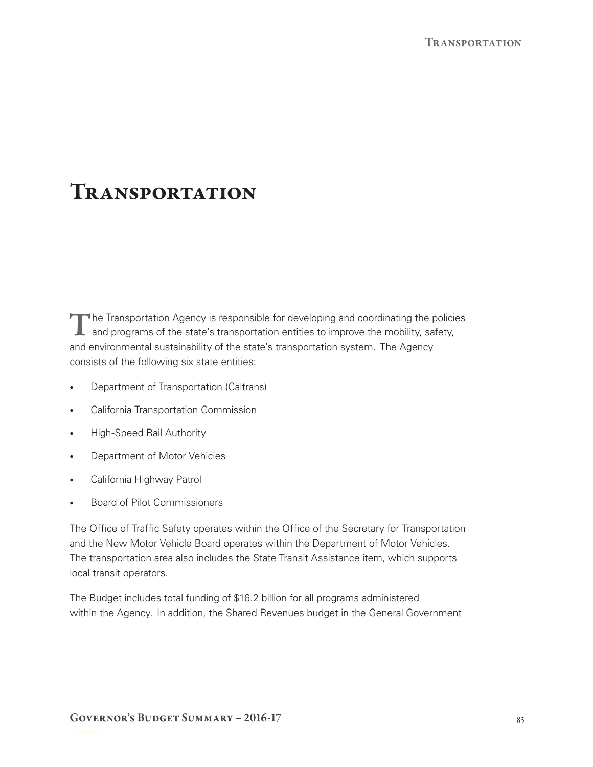# Transportation

The Transportation Agency is responsible for developing and coordinating the policies and programs of the state's transportation entities to improve the mobility, safety, and environmental sustainability of the state's transportation system. The Agency consists of the following six state entities:

- Department of Transportation (Caltrans)
- California Transportation Commission
- High-Speed Rail Authority
- Department of Motor Vehicles
- California Highway Patrol
- Board of Pilot Commissioners

The Office of Traffic Safety operates within the Office of the Secretary for Transportation and the New Motor Vehicle Board operates within the Department of Motor Vehicles. The transportation area also includes the State Transit Assistance item, which supports local transit operators.

The Budget includes total funding of $16.2 billion for all programs administered within the Agency. In addition, the Shared Revenues budget in the General Government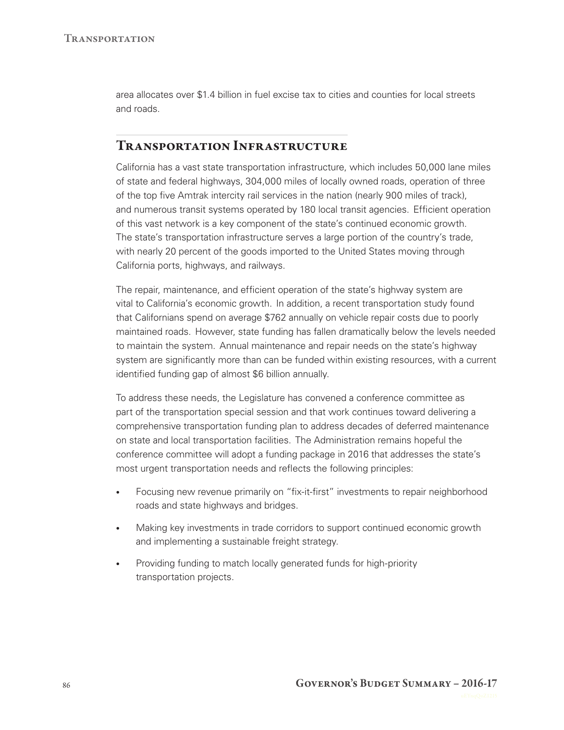area allocates over $1.4 billion in fuel excise tax to cities and counties for local streets and roads.

## Transportation Infrastructure

California has a vast state transportation infrastructure, which includes 50,000 lane miles of state and federal highways, 304,000 miles of locally owned roads, operation of three of the top five Amtrak intercity rail services in the nation (nearly 900 miles of track), and numerous transit systems operated by 180 local transit agencies. Efficient operation of this vast network is a key component of the state's continued economic growth. The state's transportation infrastructure serves a large portion of the country's trade, with nearly 20 percent of the goods imported to the United States moving through California ports, highways, and railways.

The repair, maintenance, and efficient operation of the state's highway system are vital to California's economic growth. In addition, a recent transportation study found that Californians spend on average $762 annually on vehicle repair costs due to poorly maintained roads. However, state funding has fallen dramatically below the levels needed to maintain the system. Annual maintenance and repair needs on the state's highway system are significantly more than can be funded within existing resources, with a current identified funding gap of almost $6 billion annually.

To address these needs, the Legislature has convened a conference committee as part of the transportation special session and that work continues toward delivering a comprehensive transportation funding plan to address decades of deferred maintenance on state and local transportation facilities. The Administration remains hopeful the conference committee will adopt a funding package in 2016 that addresses the state's most urgent transportation needs and reflects the following principles:

- Focusing new revenue primarily on "fix-it-first" investments to repair neighborhood roads and state highways and bridges.
- Making key investments in trade corridors to support continued economic growth and implementing a sustainable freight strategy.
- Providing funding to match locally generated funds for high-priority transportation projects.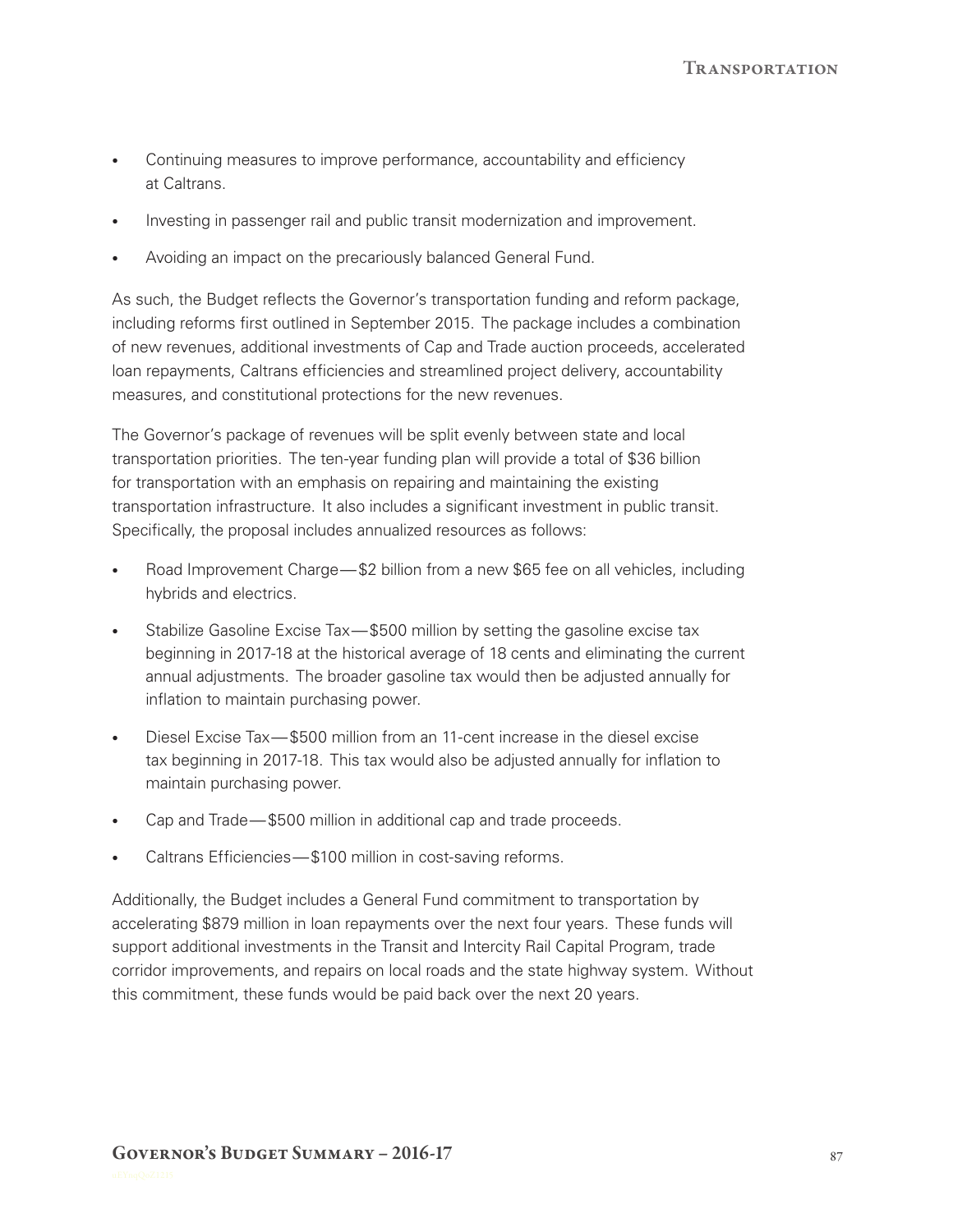- Continuing measures to improve performance, accountability and efficiency at Caltrans.
- Investing in passenger rail and public transit modernization and improvement.
- Avoiding an impact on the precariously balanced General Fund.

As such, the Budget reflects the Governor's transportation funding and reform package, including reforms first outlined in September 2015. The package includes a combination of new revenues, additional investments of Cap and Trade auction proceeds, accelerated loan repayments, Caltrans efficiencies and streamlined project delivery, accountability measures, and constitutional protections for the new revenues.

The Governor's package of revenues will be split evenly between state and local transportation priorities. The ten-year funding plan will provide a total of $36 billion for transportation with an emphasis on repairing and maintaining the existing transportation infrastructure. It also includes a significant investment in public transit. Specifically, the proposal includes annualized resources as follows:

- Road Improvement Charge—$2 billion from a new $65 fee on all vehicles, including hybrids and electrics.
- Stabilize Gasoline Excise Tax—$500 million by setting the gasoline excise tax beginning in 2017-18 at the historical average of 18 cents and eliminating the current annual adjustments. The broader gasoline tax would then be adjusted annually for inflation to maintain purchasing power.
- Diesel Excise Tax—$500 million from an 11-cent increase in the diesel excise tax beginning in 2017-18. This tax would also be adjusted annually for inflation to maintain purchasing power.
- Cap and Trade—$500 million in additional cap and trade proceeds.
- Caltrans Efficiencies—$100 million in cost-saving reforms.

Additionally, the Budget includes a General Fund commitment to transportation by accelerating $879 million in loan repayments over the next four years. These funds will support additional investments in the Transit and Intercity Rail Capital Program, trade corridor improvements, and repairs on local roads and the state highway system. Without this commitment, these funds would be paid back over the next 20 years.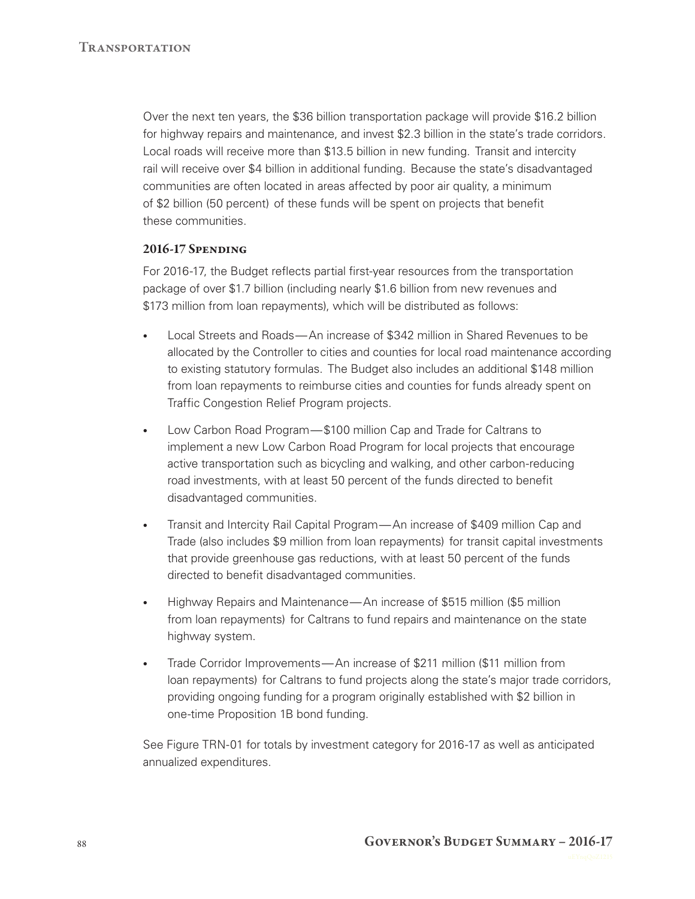Over the next ten years, the $36 billion transportation package will provide $16.2 billion for highway repairs and maintenance, and invest $2.3 billion in the state's trade corridors. Local roads will receive more than $13.5 billion in new funding. Transit and intercity rail will receive over $4 billion in additional funding. Because the state's disadvantaged communities are often located in areas affected by poor air quality, a minimum of $2 billion (50 percent) of these funds will be spent on projects that benefit these communities.

### 2016-17 Spending

For 2016-17, the Budget reflects partial first-year resources from the transportation package of over $1.7 billion (including nearly $1.6 billion from new revenues and $173 million from loan repayments), which will be distributed as follows:

- Local Streets and Roads—An increase of $342 million in Shared Revenues to be allocated by the Controller to cities and counties for local road maintenance according to existing statutory formulas. The Budget also includes an additional $148 million from loan repayments to reimburse cities and counties for funds already spent on Traffic Congestion Relief Program projects.
- Low Carbon Road Program—$100 million Cap and Trade for Caltrans to implement a new Low Carbon Road Program for local projects that encourage active transportation such as bicycling and walking, and other carbon-reducing road investments, with at least 50 percent of the funds directed to benefit disadvantaged communities.
- Transit and Intercity Rail Capital Program—An increase of $409 million Cap and Trade (also includes $9 million from loan repayments) for transit capital investments that provide greenhouse gas reductions, with at least 50 percent of the funds directed to benefit disadvantaged communities.
- Highway Repairs and Maintenance—An increase of $515 million ($5 million from loan repayments) for Caltrans to fund repairs and maintenance on the state highway system.
- Trade Corridor Improvements—An increase of $211 million ($11 million from loan repayments) for Caltrans to fund projects along the state's major trade corridors, providing ongoing funding for a program originally established with $2 billion in one-time Proposition 1B bond funding.

See Figure TRN-01 for totals by investment category for 2016-17 as well as anticipated annualized expenditures.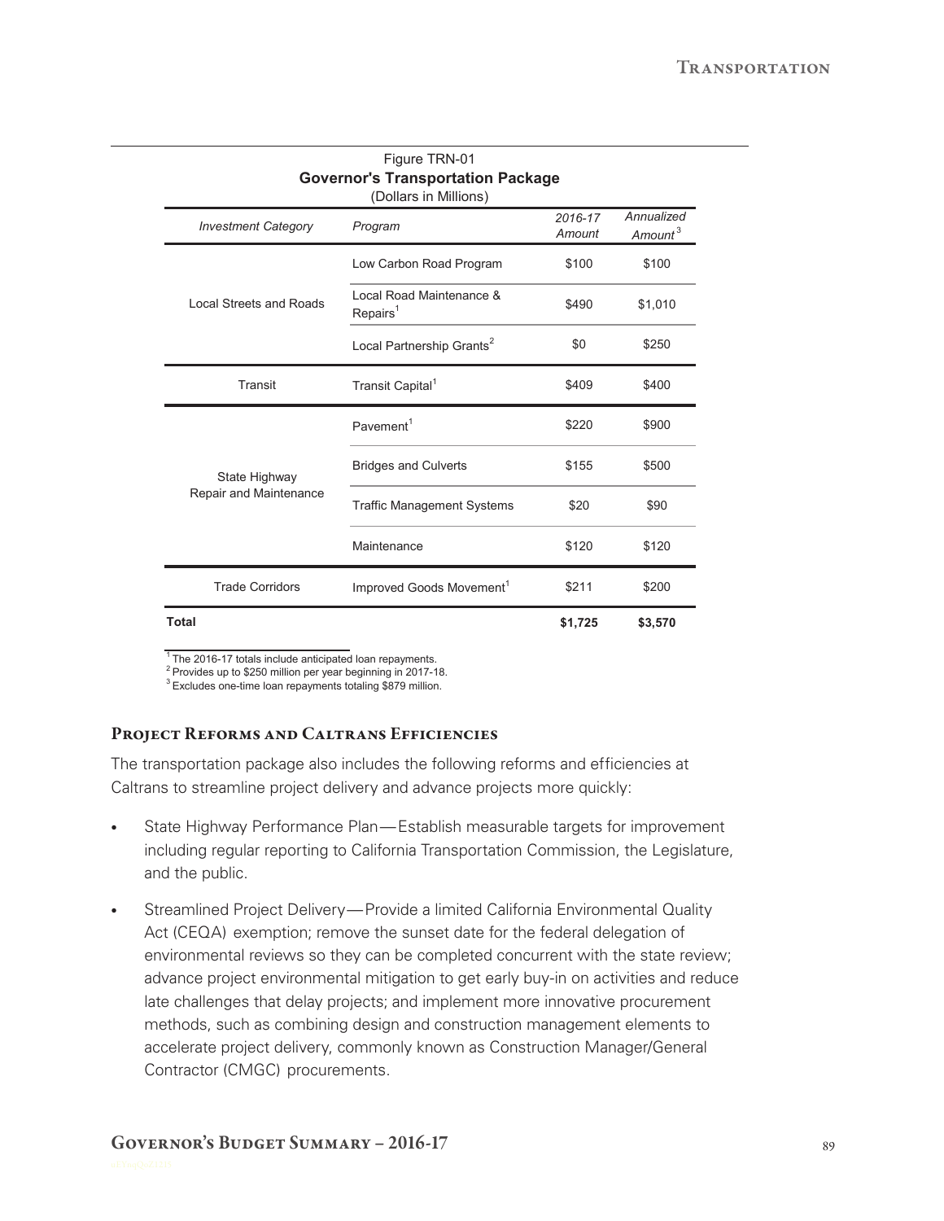Figure TRN-01

**Governor's Transportation Package**

(Dollars in Millions)

| *Investment Category* | *Program* | *2016-17 Amount* | *Annualized Amount*[3] |
|---|---|---|---|
| Local Streets and Roads | Low Carbon Road Program | $100 | $100 |
| | Local Road Maintenance & Repairs[1] | $490 | $1,010 |
| | Local Partnership Grants[2] | $0 | $250 |
| Transit | Transit Capital[1] | $409 | $400 |
| State Highway Repair and Maintenance | Pavement[1] | $220 | $900 |
| | Bridges and Culverts | $155 | $500 |
| | Traffic Management Systems | $20 | $90 |
| | Maintenance | $120 | $120 |
| Trade Corridors | Improved Goods Movement[1] | $211 | $200 |
| **Total** | | **$1,725** | **$3,570** |

[1] The 2016-17 totals include anticipated loan repayments.
[2] Provides up to $250 million per year beginning in 2017-18.
[3] Excludes one-time loan repayments totaling $879 million.

### Project Reforms and Caltrans Efficiencies

The transportation package also includes the following reforms and efficiencies at Caltrans to streamline project delivery and advance projects more quickly:

- State Highway Performance Plan — Establish measurable targets for improvement including regular reporting to California Transportation Commission, the Legislature, and the public.
- Streamlined Project Delivery — Provide a limited California Environmental Quality Act (CEQA) exemption; remove the sunset date for the federal delegation of environmental reviews so they can be completed concurrent with the state review; advance project environmental mitigation to get early buy-in on activities and reduce late challenges that delay projects; and implement more innovative procurement methods, such as combining design and construction management elements to accelerate project delivery, commonly known as Construction Manager/General Contractor (CMGC) procurements.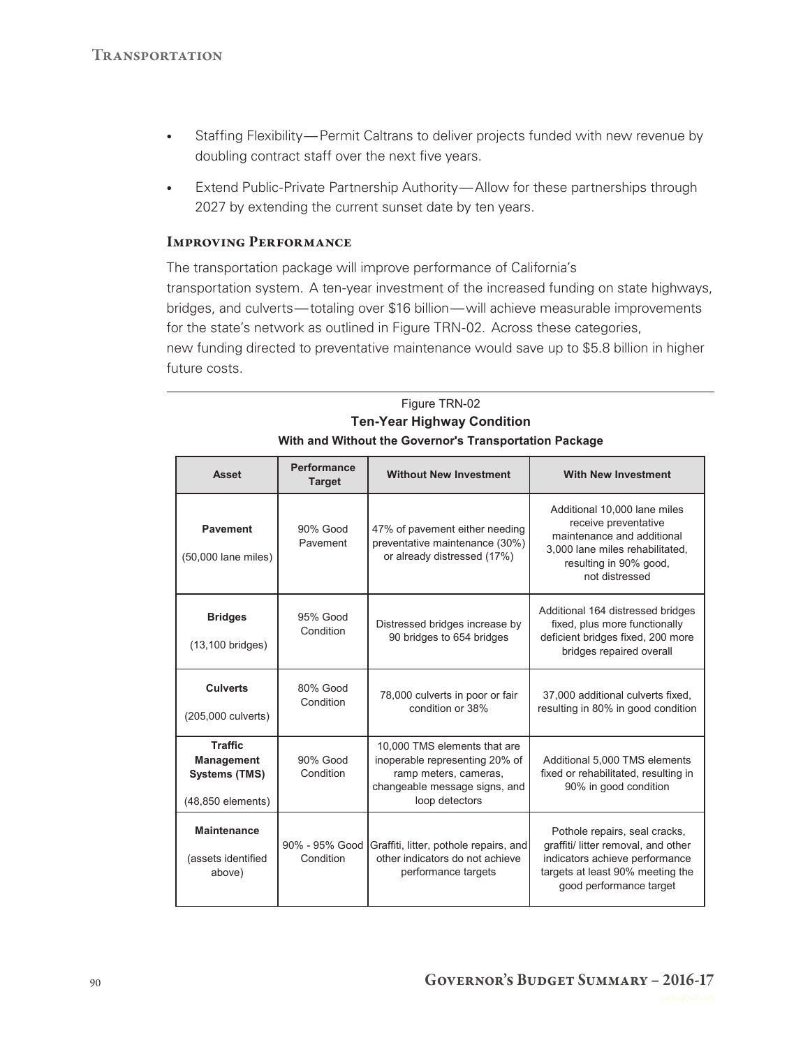- Staffing Flexibility—Permit Caltrans to deliver projects funded with new revenue by doubling contract staff over the next five years.
- Extend Public-Private Partnership Authority—Allow for these partnerships through 2027 by extending the current sunset date by ten years.

### Improving Performance

The transportation package will improve performance of California's transportation system. A ten-year investment of the increased funding on state highways, bridges, and culverts—totaling over $16 billion—will achieve measurable improvements for the state's network as outlined in Figure TRN-02. Across these categories, new funding directed to preventative maintenance would save up to $5.8 billion in higher future costs.

Figure TRN-02

**Ten-Year Highway Condition**

**With and Without the Governor's Transportation Package**

| Asset | Performance Target | Without New Investment | With New Investment |
|---|---|---|---|
| **Pavement** (50,000 lane miles) | 90% Good Pavement | 47% of pavement either needing preventative maintenance (30%) or already distressed (17%) | Additional 10,000 lane miles receive preventative maintenance and additional 3,000 lane miles rehabilitated, resulting in 90% good, not distressed |
| **Bridges** (13,100 bridges) | 95% Good Condition | Distressed bridges increase by 90 bridges to 654 bridges | Additional 164 distressed bridges fixed, plus more functionally deficient bridges fixed, 200 more bridges repaired overall |
| **Culverts** (205,000 culverts) | 80% Good Condition | 78,000 culverts in poor or fair condition or 38% | 37,000 additional culverts fixed, resulting in 80% in good condition |
| **Traffic Management Systems (TMS)** (48,850 elements) | 90% Good Condition | 10,000 TMS elements that are inoperable representing 20% of ramp meters, cameras, changeable message signs, and loop detectors | Additional 5,000 TMS elements fixed or rehabilitated, resulting in 90% in good condition |
| **Maintenance** (assets identified above) | 90% - 95% Good Condition | Graffiti, litter, pothole repairs, and other indicators do not achieve performance targets | Pothole repairs, seal cracks, graffiti/ litter removal, and other indicators achieve performance targets at least 90% meeting the good performance target |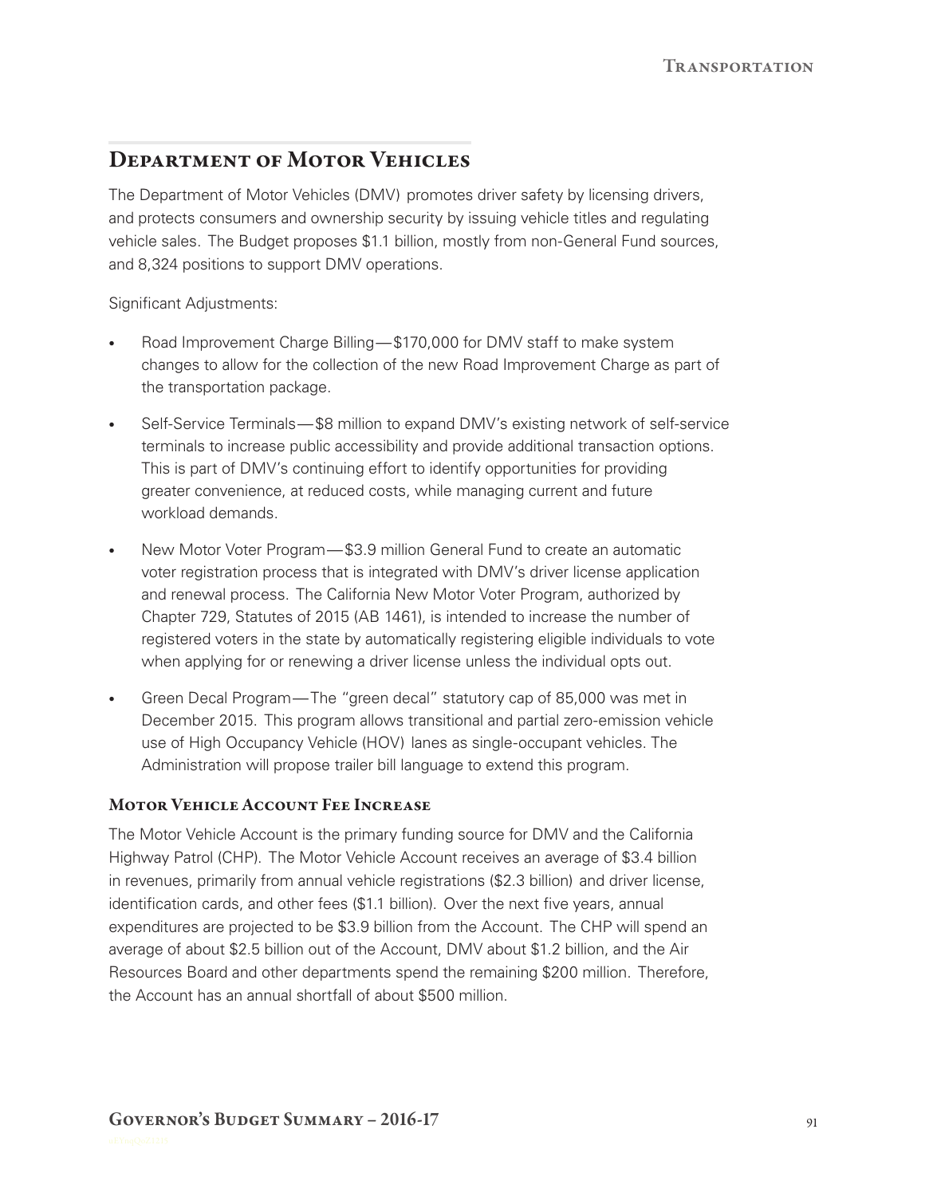## Department of Motor Vehicles

The Department of Motor Vehicles (DMV) promotes driver safety by licensing drivers, and protects consumers and ownership security by issuing vehicle titles and regulating vehicle sales. The Budget proposes $1.1 billion, mostly from non-General Fund sources, and 8,324 positions to support DMV operations.

Significant Adjustments:

- Road Improvement Charge Billing—$170,000 for DMV staff to make system changes to allow for the collection of the new Road Improvement Charge as part of the transportation package.
- Self-Service Terminals—$8 million to expand DMV's existing network of self-service terminals to increase public accessibility and provide additional transaction options. This is part of DMV's continuing effort to identify opportunities for providing greater convenience, at reduced costs, while managing current and future workload demands.
- New Motor Voter Program—$3.9 million General Fund to create an automatic voter registration process that is integrated with DMV's driver license application and renewal process. The California New Motor Voter Program, authorized by Chapter 729, Statutes of 2015 (AB 1461), is intended to increase the number of registered voters in the state by automatically registering eligible individuals to vote when applying for or renewing a driver license unless the individual opts out.
- Green Decal Program—The "green decal" statutory cap of 85,000 was met in December 2015. This program allows transitional and partial zero-emission vehicle use of High Occupancy Vehicle (HOV) lanes as single-occupant vehicles. The Administration will propose trailer bill language to extend this program.

### Motor Vehicle Account Fee Increase

The Motor Vehicle Account is the primary funding source for DMV and the California Highway Patrol (CHP). The Motor Vehicle Account receives an average of $3.4 billion in revenues, primarily from annual vehicle registrations ($2.3 billion) and driver license, identification cards, and other fees ($1.1 billion). Over the next five years, annual expenditures are projected to be $3.9 billion from the Account. The CHP will spend an average of about $2.5 billion out of the Account, DMV about $1.2 billion, and the Air Resources Board and other departments spend the remaining $200 million. Therefore, the Account has an annual shortfall of about $500 million.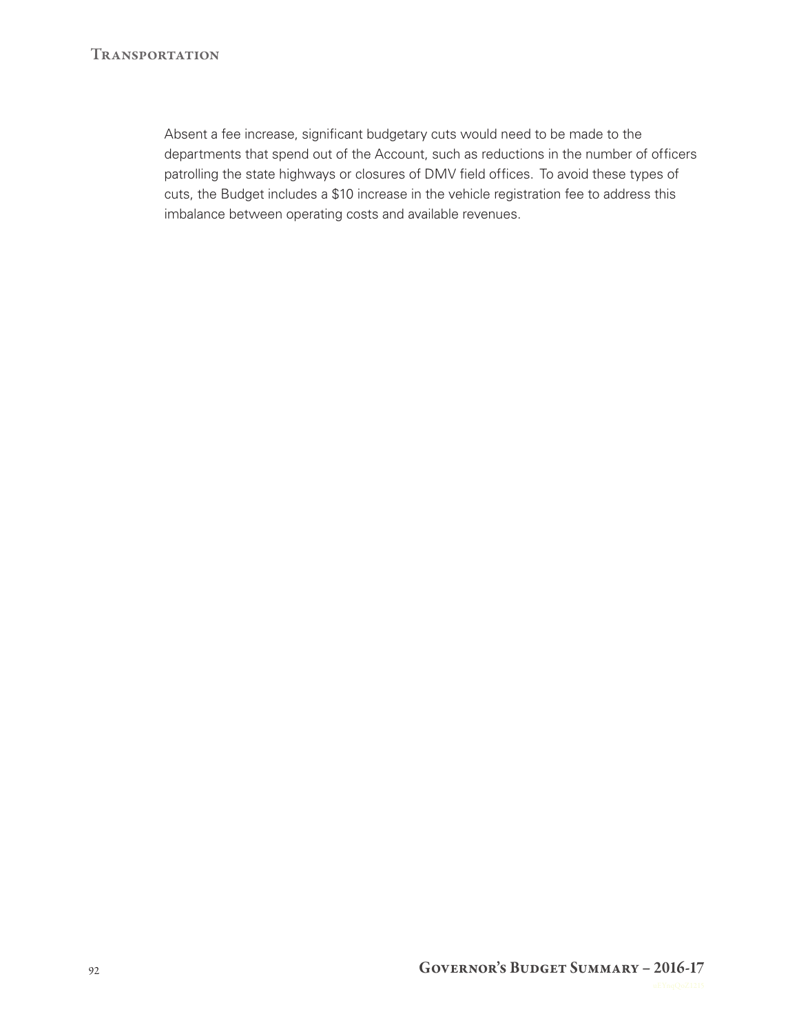Absent a fee increase, significant budgetary cuts would need to be made to the departments that spend out of the Account, such as reductions in the number of officers patrolling the state highways or closures of DMV field offices. To avoid these types of cuts, the Budget includes a $10 increase in the vehicle registration fee to address this imbalance between operating costs and available revenues.